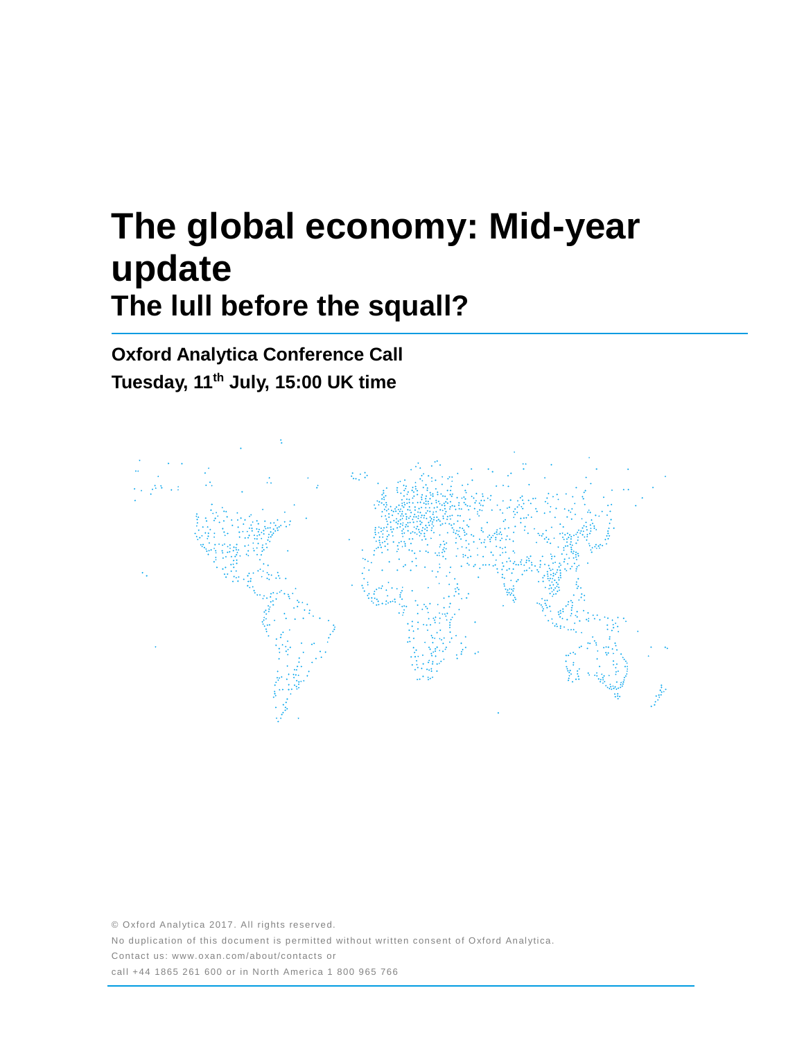# The global economy: Mid-year update

## The lull before the squall?

**Oxford Analytica Conference Call**

**Tuesday, 11th July, 15:00 UK time**

© Oxford Analytica 2017. All rights reserved.

No duplication of this document is permitted without written consent of Oxford Analytica.

Contact us: www.oxan.com/about/contacts or

call +44 1865 261 600 or in North America 1 800 965 766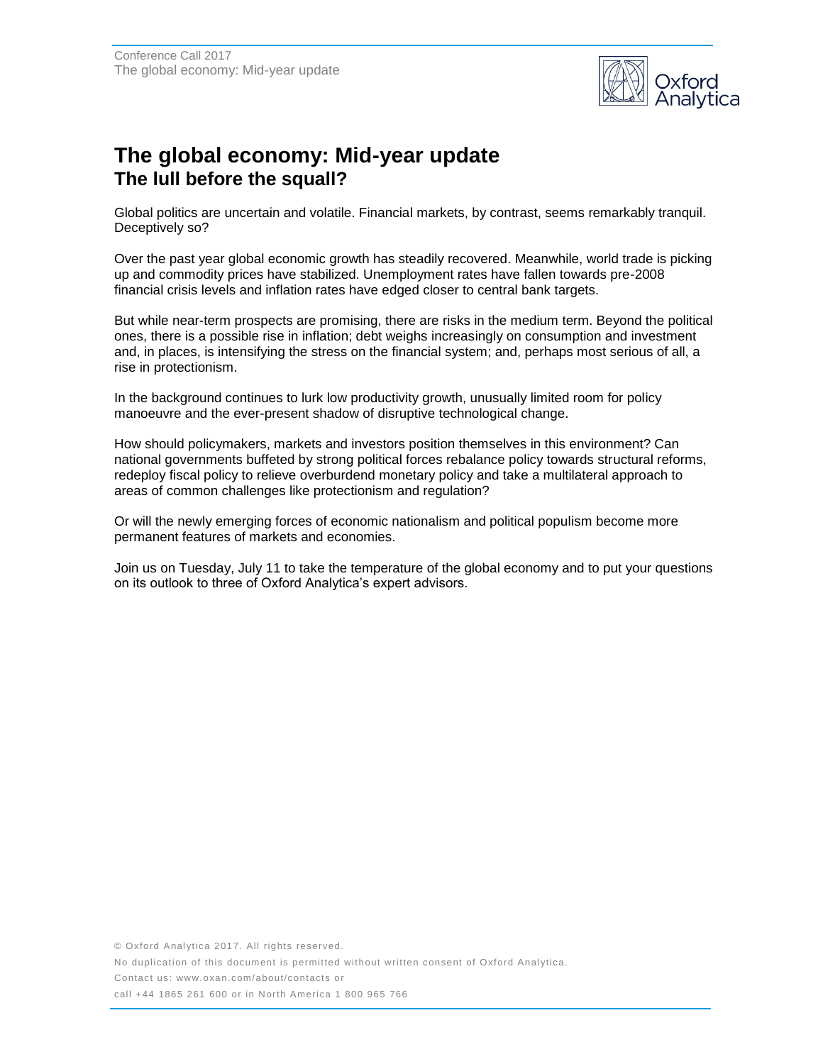# The global economy: Mid-year update

## The lull before the squall?

Global politics are uncertain and volatile. Financial markets, by contrast, seems remarkably tranquil. Deceptively so?

Over the past year global economic growth has steadily recovered. Meanwhile, world trade is picking up and commodity prices have stabilized. Unemployment rates have fallen towards pre-2008 financial crisis levels and inflation rates have edged closer to central bank targets.

But while near-term prospects are promising, there are risks in the medium term. Beyond the political ones, there is a possible rise in inflation; debt weighs increasingly on consumption and investment and, in places, is intensifying the stress on the financial system; and, perhaps most serious of all, a rise in protectionism.

In the background continues to lurk low productivity growth, unusually limited room for policy manoeuvre and the ever-present shadow of disruptive technological change.

How should policymakers, markets and investors position themselves in this environment? Can national governments buffeted by strong political forces rebalance policy towards structural reforms, redeploy fiscal policy to relieve overburdend monetary policy and take a multilateral approach to areas of common challenges like protectionism and regulation?

Or will the newly emerging forces of economic nationalism and political populism become more permanent features of markets and economies.

Join us on Tuesday, July 11 to take the temperature of the global economy and to put your questions on its outlook to three of Oxford Analytica's expert advisors.

© Oxford Analytica 2017. All rights reserved.
No duplication of this document is permitted without written consent of Oxford Analytica.
Contact us: www.oxan.com/about/contacts or
call +44 1865 261 600 or in North America 1 800 965 766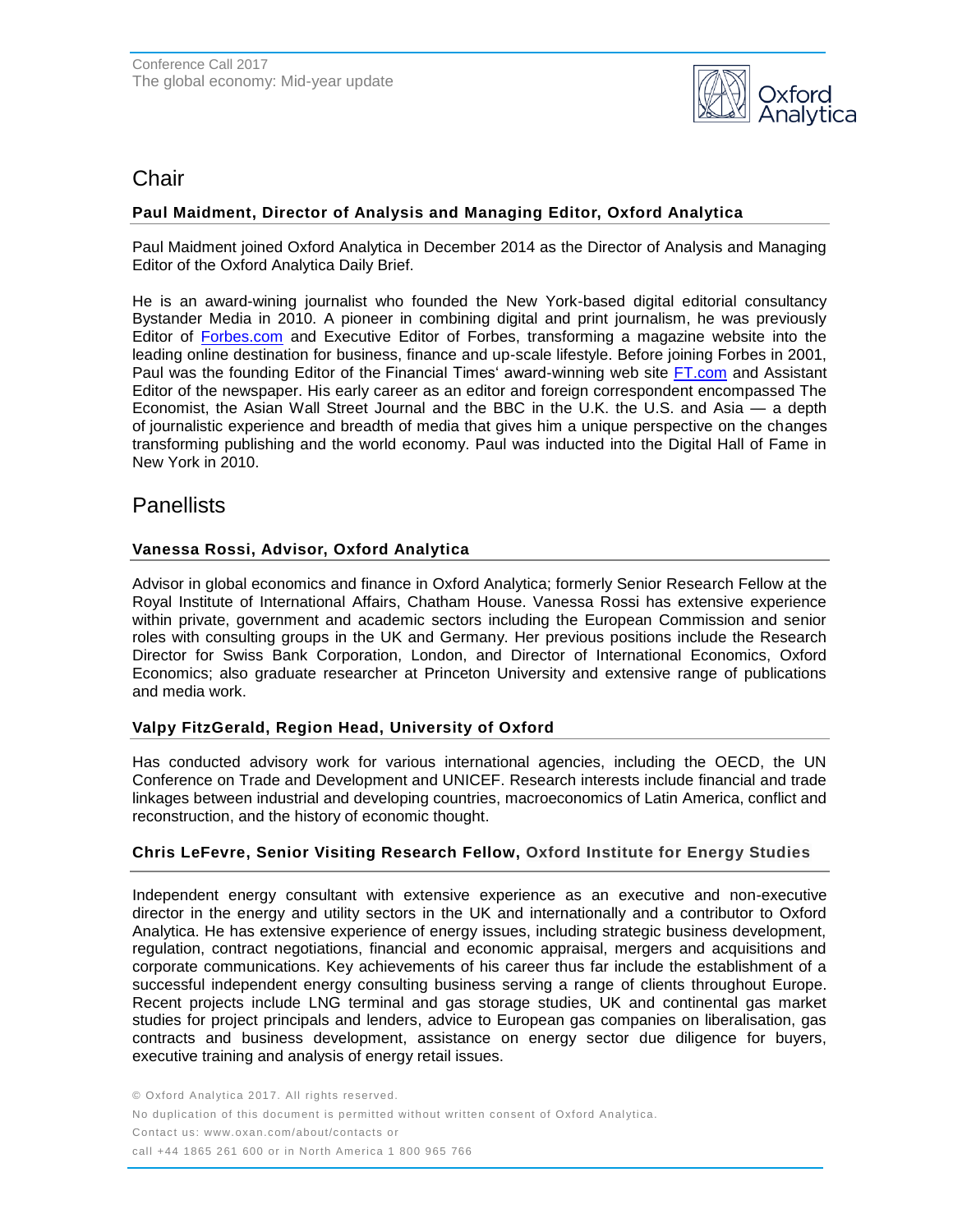# Chair

**Paul Maidment, Director of Analysis and Managing Editor, Oxford Analytica**

Paul Maidment joined Oxford Analytica in December 2014 as the Director of Analysis and Managing Editor of the Oxford Analytica Daily Brief.

He is an award-wining journalist who founded the New York-based digital editorial consultancy Bystander Media in 2010. A pioneer in combining digital and print journalism, he was previously Editor of Forbes.com and Executive Editor of Forbes, transforming a magazine website into the leading online destination for business, finance and up-scale lifestyle. Before joining Forbes in 2001, Paul was the founding Editor of the Financial Times' award-winning web site FT.com and Assistant Editor of the newspaper. His early career as an editor and foreign correspondent encompassed The Economist, the Asian Wall Street Journal and the BBC in the U.K. the U.S. and Asia — a depth of journalistic experience and breadth of media that gives him a unique perspective on the changes transforming publishing and the world economy. Paul was inducted into the Digital Hall of Fame in New York in 2010.

# Panellists

**Vanessa Rossi, Advisor, Oxford Analytica**

Advisor in global economics and finance in Oxford Analytica; formerly Senior Research Fellow at the Royal Institute of International Affairs, Chatham House. Vanessa Rossi has extensive experience within private, government and academic sectors including the European Commission and senior roles with consulting groups in the UK and Germany. Her previous positions include the Research Director for Swiss Bank Corporation, London, and Director of International Economics, Oxford Economics; also graduate researcher at Princeton University and extensive range of publications and media work.

**Valpy FitzGerald, Region Head, University of Oxford**

Has conducted advisory work for various international agencies, including the OECD, the UN Conference on Trade and Development and UNICEF. Research interests include financial and trade linkages between industrial and developing countries, macroeconomics of Latin America, conflict and reconstruction, and the history of economic thought.

**Chris LeFevre, Senior Visiting Research Fellow, Oxford Institute for Energy Studies**

Independent energy consultant with extensive experience as an executive and non-executive director in the energy and utility sectors in the UK and internationally and a contributor to Oxford Analytica. He has extensive experience of energy issues, including strategic business development, regulation, contract negotiations, financial and economic appraisal, mergers and acquisitions and corporate communications. Key achievements of his career thus far include the establishment of a successful independent energy consulting business serving a range of clients throughout Europe. Recent projects include LNG terminal and gas storage studies, UK and continental gas market studies for project principals and lenders, advice to European gas companies on liberalisation, gas contracts and business development, assistance on energy sector due diligence for buyers, executive training and analysis of energy retail issues.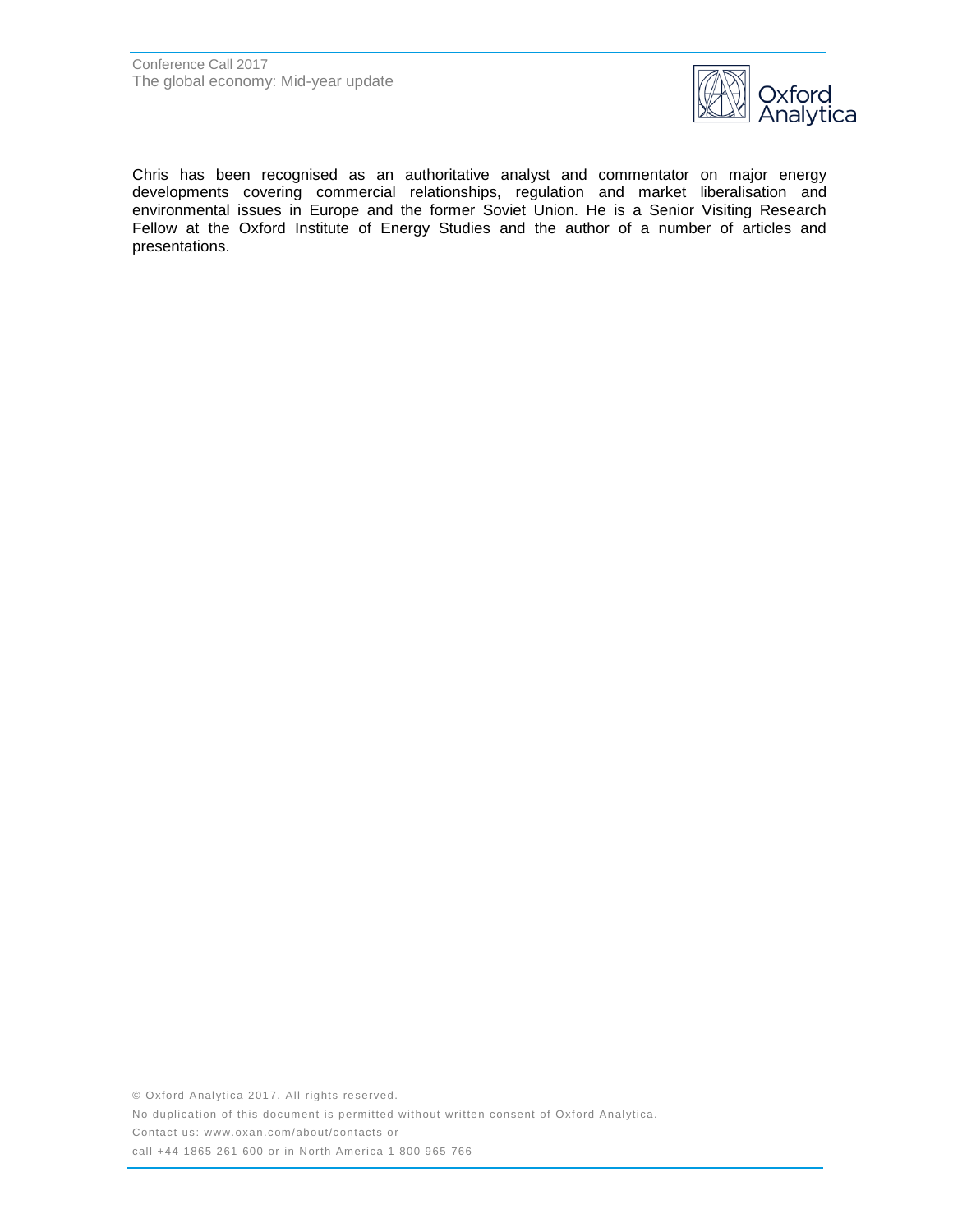Chris has been recognised as an authoritative analyst and commentator on major energy developments covering commercial relationships, regulation and market liberalisation and environmental issues in Europe and the former Soviet Union. He is a Senior Visiting Research Fellow at the Oxford Institute of Energy Studies and the author of a number of articles and presentations.